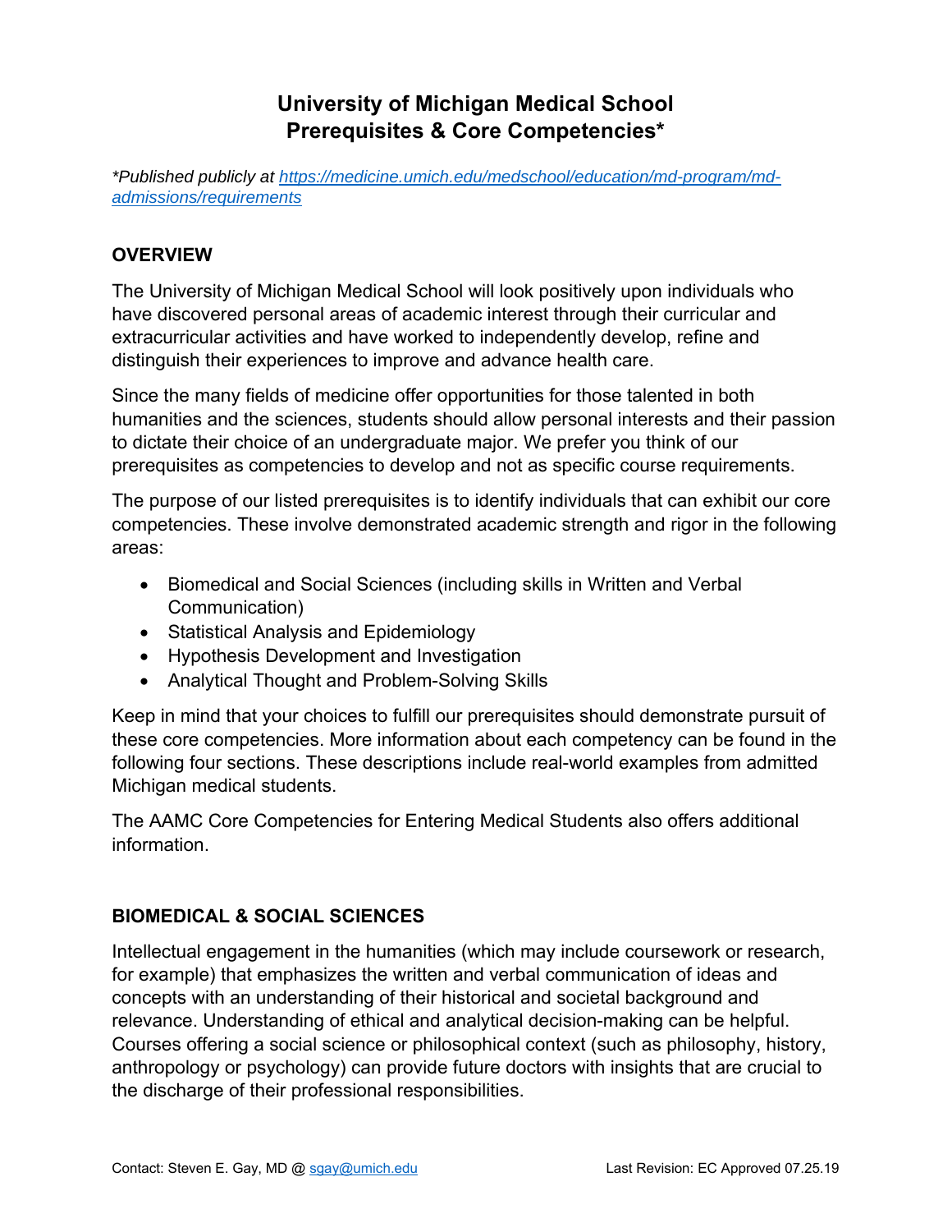# University of Michigan Medical School
# Prerequisites & Core Competencies*

*\*Published publicly at [https://medicine.umich.edu/medschool/education/md-program/md-admissions/requirements](https://medicine.umich.edu/medschool/education/md-program/md-admissions/requirements)*

## OVERVIEW

The University of Michigan Medical School will look positively upon individuals who have discovered personal areas of academic interest through their curricular and extracurricular activities and have worked to independently develop, refine and distinguish their experiences to improve and advance health care.

Since the many fields of medicine offer opportunities for those talented in both humanities and the sciences, students should allow personal interests and their passion to dictate their choice of an undergraduate major. We prefer you think of our prerequisites as competencies to develop and not as specific course requirements.

The purpose of our listed prerequisites is to identify individuals that can exhibit our core competencies. These involve demonstrated academic strength and rigor in the following areas:

- Biomedical and Social Sciences (including skills in Written and Verbal Communication)
- Statistical Analysis and Epidemiology
- Hypothesis Development and Investigation
- Analytical Thought and Problem-Solving Skills

Keep in mind that your choices to fulfill our prerequisites should demonstrate pursuit of these core competencies. More information about each competency can be found in the following four sections. These descriptions include real-world examples from admitted Michigan medical students.

The AAMC Core Competencies for Entering Medical Students also offers additional information.

## BIOMEDICAL & SOCIAL SCIENCES

Intellectual engagement in the humanities (which may include coursework or research, for example) that emphasizes the written and verbal communication of ideas and concepts with an understanding of their historical and societal background and relevance. Understanding of ethical and analytical decision-making can be helpful. Courses offering a social science or philosophical context (such as philosophy, history, anthropology or psychology) can provide future doctors with insights that are crucial to the discharge of their professional responsibilities.

Contact: Steven E. Gay, MD @ [sgay@umich.edu](mailto:sgay@umich.edu) Last Revision: EC Approved 07.25.19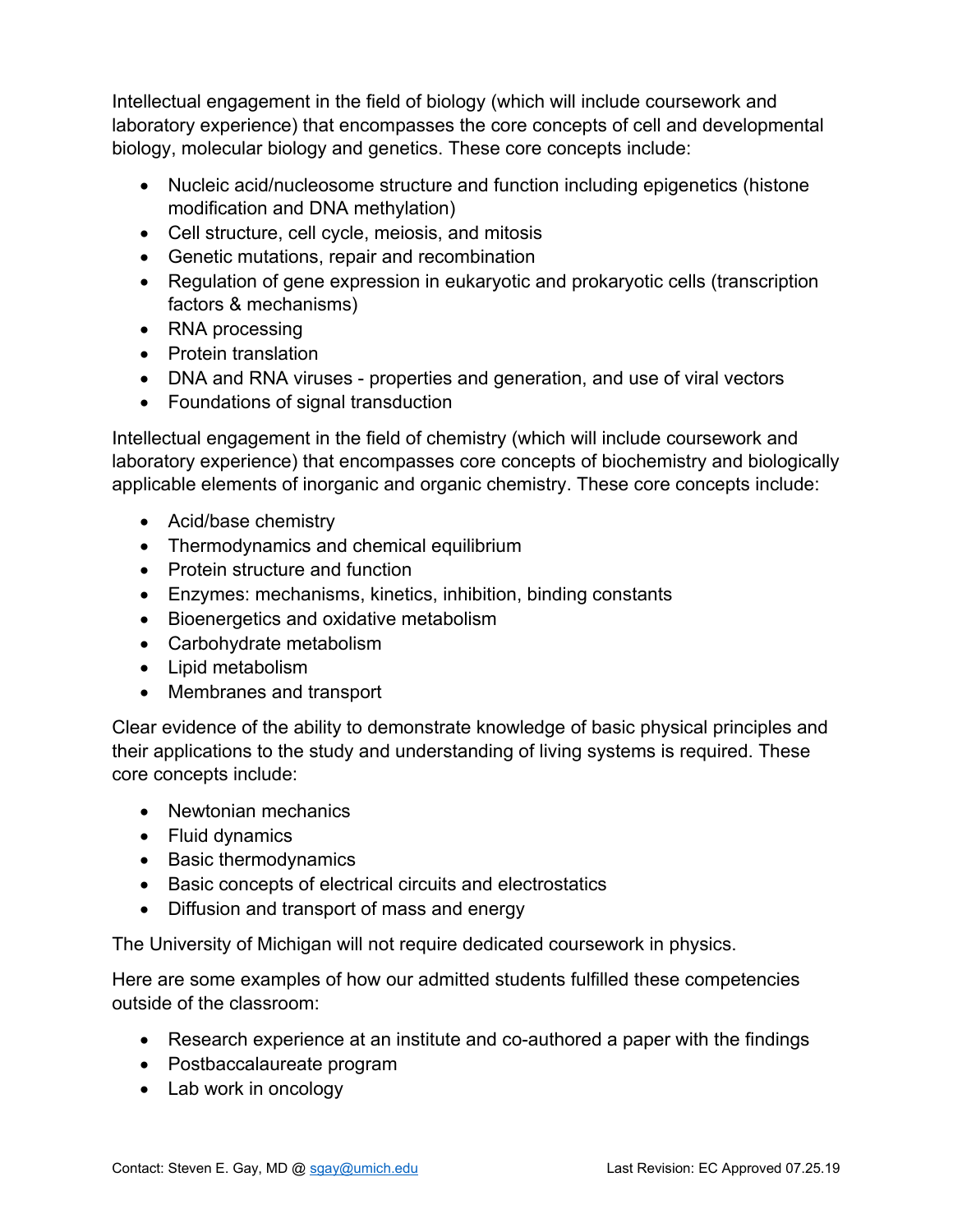Intellectual engagement in the field of biology (which will include coursework and laboratory experience) that encompasses the core concepts of cell and developmental biology, molecular biology and genetics. These core concepts include:

- Nucleic acid/nucleosome structure and function including epigenetics (histone modification and DNA methylation)
- Cell structure, cell cycle, meiosis, and mitosis
- Genetic mutations, repair and recombination
- Regulation of gene expression in eukaryotic and prokaryotic cells (transcription factors & mechanisms)
- RNA processing
- Protein translation
- DNA and RNA viruses - properties and generation, and use of viral vectors
- Foundations of signal transduction

Intellectual engagement in the field of chemistry (which will include coursework and laboratory experience) that encompasses core concepts of biochemistry and biologically applicable elements of inorganic and organic chemistry. These core concepts include:

- Acid/base chemistry
- Thermodynamics and chemical equilibrium
- Protein structure and function
- Enzymes: mechanisms, kinetics, inhibition, binding constants
- Bioenergetics and oxidative metabolism
- Carbohydrate metabolism
- Lipid metabolism
- Membranes and transport

Clear evidence of the ability to demonstrate knowledge of basic physical principles and their applications to the study and understanding of living systems is required. These core concepts include:

- Newtonian mechanics
- Fluid dynamics
- Basic thermodynamics
- Basic concepts of electrical circuits and electrostatics
- Diffusion and transport of mass and energy

The University of Michigan will not require dedicated coursework in physics.

Here are some examples of how our admitted students fulfilled these competencies outside of the classroom:

- Research experience at an institute and co-authored a paper with the findings
- Postbaccalaureate program
- Lab work in oncology

Contact: Steven E. Gay, MD @ sgay@umich.edu Last Revision: EC Approved 07.25.19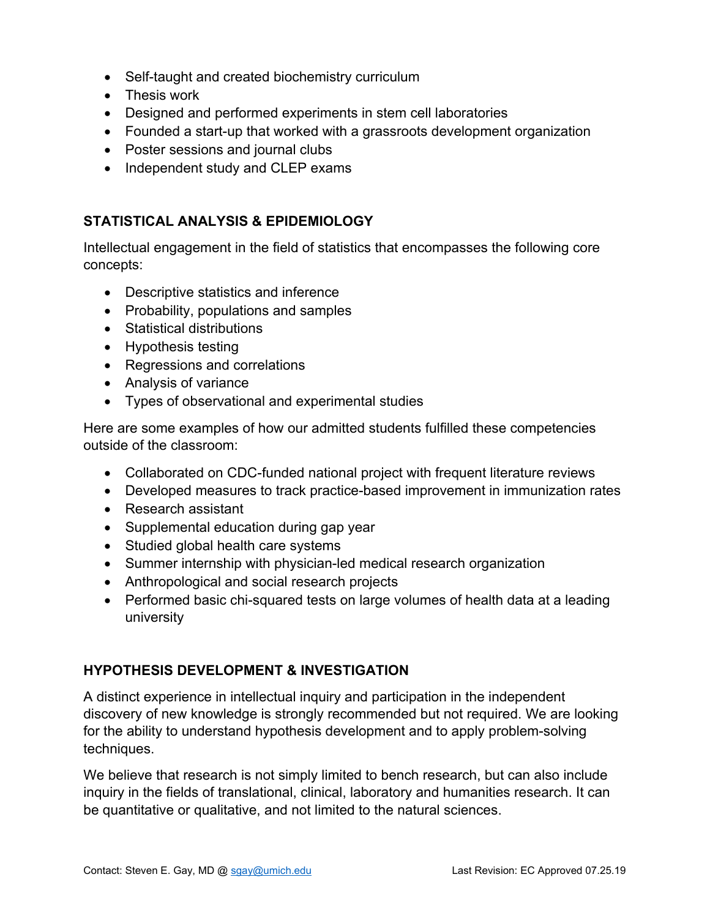- Self-taught and created biochemistry curriculum
- Thesis work
- Designed and performed experiments in stem cell laboratories
- Founded a start-up that worked with a grassroots development organization
- Poster sessions and journal clubs
- Independent study and CLEP exams

## STATISTICAL ANALYSIS & EPIDEMIOLOGY

Intellectual engagement in the field of statistics that encompasses the following core concepts:

- Descriptive statistics and inference
- Probability, populations and samples
- Statistical distributions
- Hypothesis testing
- Regressions and correlations
- Analysis of variance
- Types of observational and experimental studies

Here are some examples of how our admitted students fulfilled these competencies outside of the classroom:

- Collaborated on CDC-funded national project with frequent literature reviews
- Developed measures to track practice-based improvement in immunization rates
- Research assistant
- Supplemental education during gap year
- Studied global health care systems
- Summer internship with physician-led medical research organization
- Anthropological and social research projects
- Performed basic chi-squared tests on large volumes of health data at a leading university

## HYPOTHESIS DEVELOPMENT & INVESTIGATION

A distinct experience in intellectual inquiry and participation in the independent discovery of new knowledge is strongly recommended but not required. We are looking for the ability to understand hypothesis development and to apply problem-solving techniques.

We believe that research is not simply limited to bench research, but can also include inquiry in the fields of translational, clinical, laboratory and humanities research. It can be quantitative or qualitative, and not limited to the natural sciences.

Contact: Steven E. Gay, MD @ sgay@umich.edu Last Revision: EC Approved 07.25.19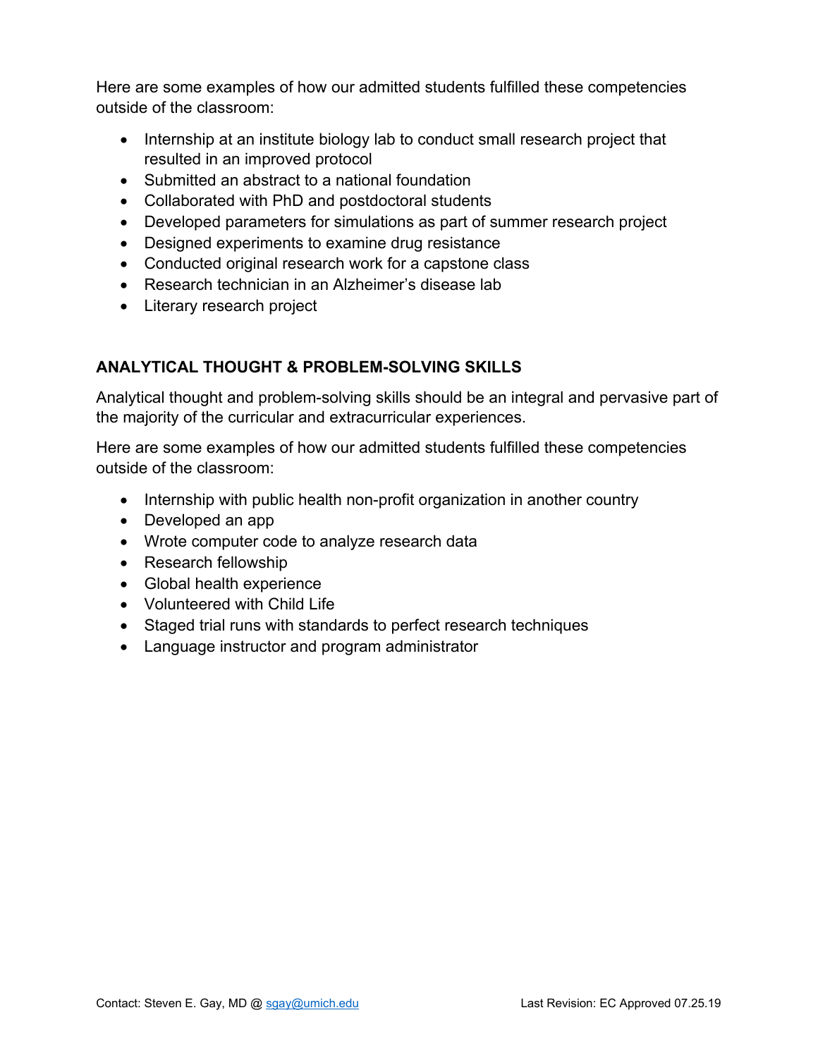Here are some examples of how our admitted students fulfilled these competencies outside of the classroom:

- Internship at an institute biology lab to conduct small research project that resulted in an improved protocol
- Submitted an abstract to a national foundation
- Collaborated with PhD and postdoctoral students
- Developed parameters for simulations as part of summer research project
- Designed experiments to examine drug resistance
- Conducted original research work for a capstone class
- Research technician in an Alzheimer's disease lab
- Literary research project

## ANALYTICAL THOUGHT & PROBLEM-SOLVING SKILLS

Analytical thought and problem-solving skills should be an integral and pervasive part of the majority of the curricular and extracurricular experiences.

Here are some examples of how our admitted students fulfilled these competencies outside of the classroom:

- Internship with public health non-profit organization in another country
- Developed an app
- Wrote computer code to analyze research data
- Research fellowship
- Global health experience
- Volunteered with Child Life
- Staged trial runs with standards to perfect research techniques
- Language instructor and program administrator